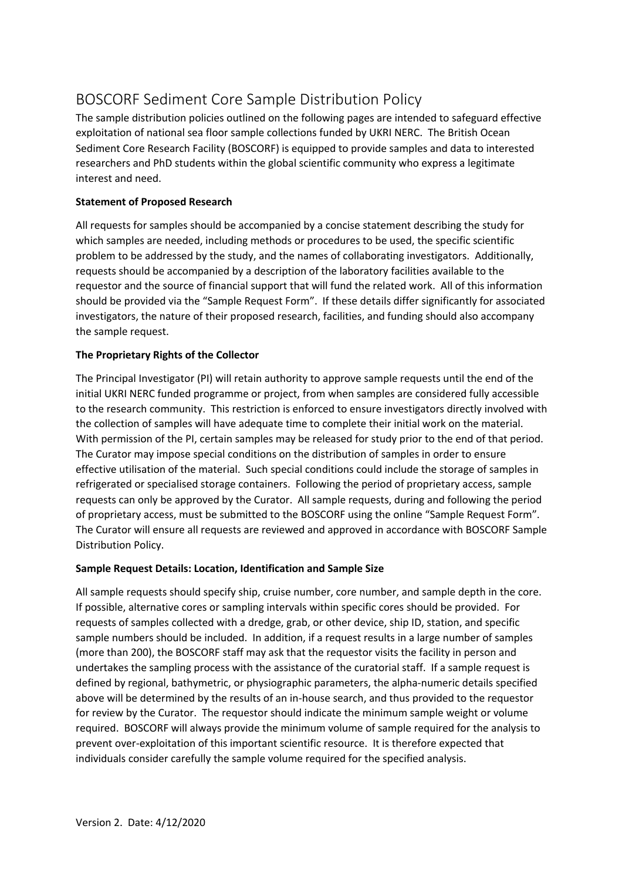# BOSCORF Sediment Core Sample Distribution Policy

The sample distribution policies outlined on the following pages are intended to safeguard effective exploitation of national sea floor sample collections funded by UKRI NERC. The British Ocean Sediment Core Research Facility (BOSCORF) is equipped to provide samples and data to interested researchers and PhD students within the global scientific community who express a legitimate interest and need.

**Statement of Proposed Research**

All requests for samples should be accompanied by a concise statement describing the study for which samples are needed, including methods or procedures to be used, the specific scientific problem to be addressed by the study, and the names of collaborating investigators. Additionally, requests should be accompanied by a description of the laboratory facilities available to the requestor and the source of financial support that will fund the related work. All of this information should be provided via the "Sample Request Form". If these details differ significantly for associated investigators, the nature of their proposed research, facilities, and funding should also accompany the sample request.

**The Proprietary Rights of the Collector**

The Principal Investigator (PI) will retain authority to approve sample requests until the end of the initial UKRI NERC funded programme or project, from when samples are considered fully accessible to the research community. This restriction is enforced to ensure investigators directly involved with the collection of samples will have adequate time to complete their initial work on the material. With permission of the PI, certain samples may be released for study prior to the end of that period. The Curator may impose special conditions on the distribution of samples in order to ensure effective utilisation of the material. Such special conditions could include the storage of samples in refrigerated or specialised storage containers. Following the period of proprietary access, sample requests can only be approved by the Curator. All sample requests, during and following the period of proprietary access, must be submitted to the BOSCORF using the online "Sample Request Form". The Curator will ensure all requests are reviewed and approved in accordance with BOSCORF Sample Distribution Policy.

**Sample Request Details: Location, Identification and Sample Size**

All sample requests should specify ship, cruise number, core number, and sample depth in the core. If possible, alternative cores or sampling intervals within specific cores should be provided. For requests of samples collected with a dredge, grab, or other device, ship ID, station, and specific sample numbers should be included. In addition, if a request results in a large number of samples (more than 200), the BOSCORF staff may ask that the requestor visits the facility in person and undertakes the sampling process with the assistance of the curatorial staff. If a sample request is defined by regional, bathymetric, or physiographic parameters, the alpha-numeric details specified above will be determined by the results of an in-house search, and thus provided to the requestor for review by the Curator. The requestor should indicate the minimum sample weight or volume required. BOSCORF will always provide the minimum volume of sample required for the analysis to prevent over-exploitation of this important scientific resource. It is therefore expected that individuals consider carefully the sample volume required for the specified analysis.

Version 2. Date: 4/12/2020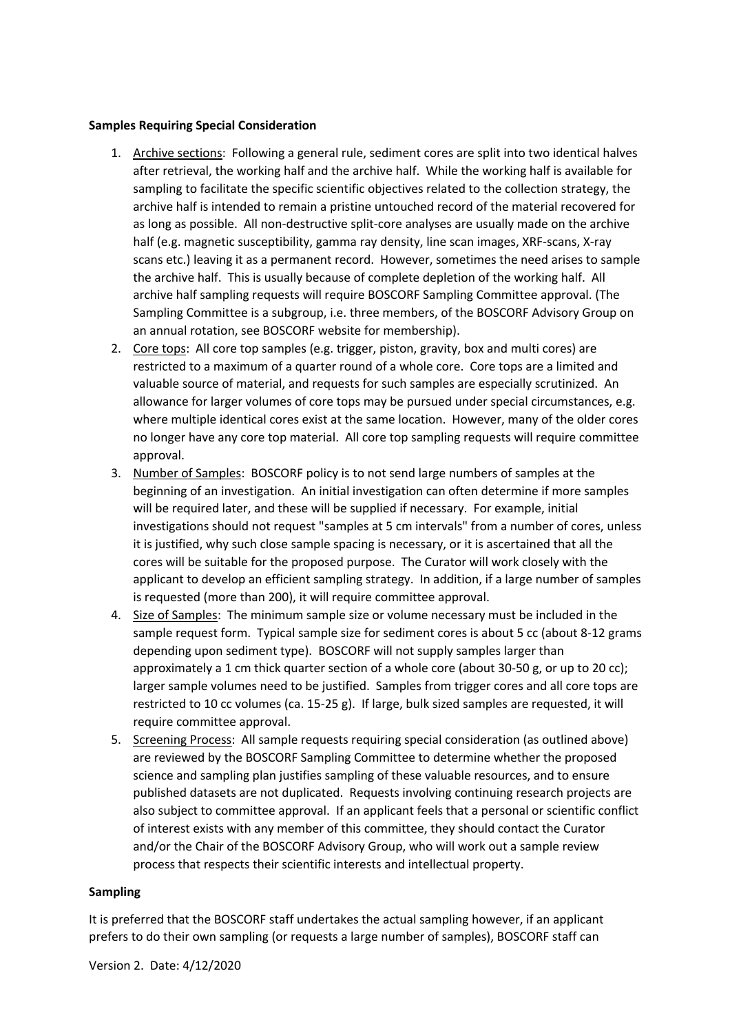**Samples Requiring Special Consideration**

1. Archive sections: Following a general rule, sediment cores are split into two identical halves after retrieval, the working half and the archive half. While the working half is available for sampling to facilitate the specific scientific objectives related to the collection strategy, the archive half is intended to remain a pristine untouched record of the material recovered for as long as possible. All non-destructive split-core analyses are usually made on the archive half (e.g. magnetic susceptibility, gamma ray density, line scan images, XRF-scans, X-ray scans etc.) leaving it as a permanent record. However, sometimes the need arises to sample the archive half. This is usually because of complete depletion of the working half. All archive half sampling requests will require BOSCORF Sampling Committee approval. (The Sampling Committee is a subgroup, i.e. three members, of the BOSCORF Advisory Group on an annual rotation, see BOSCORF website for membership).
2. Core tops: All core top samples (e.g. trigger, piston, gravity, box and multi cores) are restricted to a maximum of a quarter round of a whole core. Core tops are a limited and valuable source of material, and requests for such samples are especially scrutinized. An allowance for larger volumes of core tops may be pursued under special circumstances, e.g. where multiple identical cores exist at the same location. However, many of the older cores no longer have any core top material. All core top sampling requests will require committee approval.
3. Number of Samples: BOSCORF policy is to not send large numbers of samples at the beginning of an investigation. An initial investigation can often determine if more samples will be required later, and these will be supplied if necessary. For example, initial investigations should not request "samples at 5 cm intervals" from a number of cores, unless it is justified, why such close sample spacing is necessary, or it is ascertained that all the cores will be suitable for the proposed purpose. The Curator will work closely with the applicant to develop an efficient sampling strategy. In addition, if a large number of samples is requested (more than 200), it will require committee approval.
4. Size of Samples: The minimum sample size or volume necessary must be included in the sample request form. Typical sample size for sediment cores is about 5 cc (about 8-12 grams depending upon sediment type). BOSCORF will not supply samples larger than approximately a 1 cm thick quarter section of a whole core (about 30-50 g, or up to 20 cc); larger sample volumes need to be justified. Samples from trigger cores and all core tops are restricted to 10 cc volumes (ca. 15-25 g). If large, bulk sized samples are requested, it will require committee approval.
5. Screening Process: All sample requests requiring special consideration (as outlined above) are reviewed by the BOSCORF Sampling Committee to determine whether the proposed science and sampling plan justifies sampling of these valuable resources, and to ensure published datasets are not duplicated. Requests involving continuing research projects are also subject to committee approval. If an applicant feels that a personal or scientific conflict of interest exists with any member of this committee, they should contact the Curator and/or the Chair of the BOSCORF Advisory Group, who will work out a sample review process that respects their scientific interests and intellectual property.

**Sampling**

It is preferred that the BOSCORF staff undertakes the actual sampling however, if an applicant prefers to do their own sampling (or requests a large number of samples), BOSCORF staff can

Version 2. Date: 4/12/2020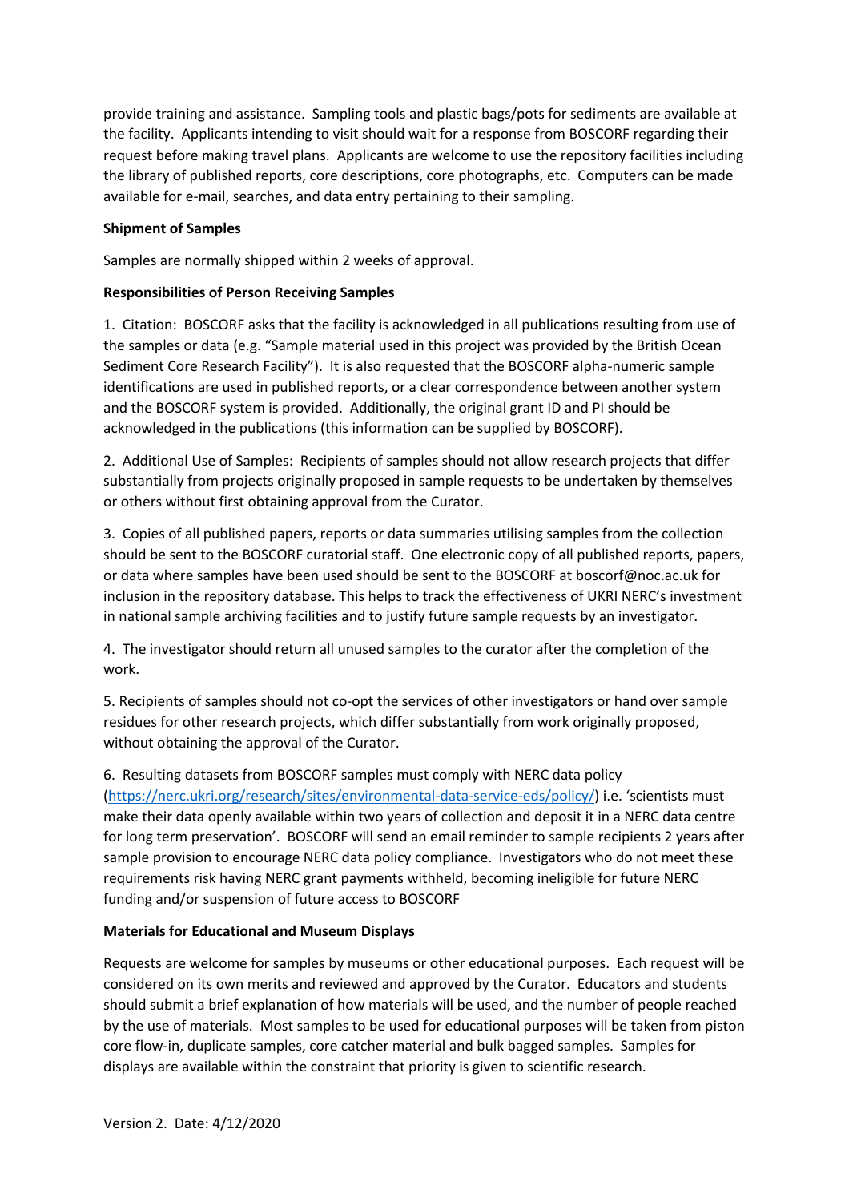provide training and assistance. Sampling tools and plastic bags/pots for sediments are available at the facility. Applicants intending to visit should wait for a response from BOSCORF regarding their request before making travel plans. Applicants are welcome to use the repository facilities including the library of published reports, core descriptions, core photographs, etc. Computers can be made available for e-mail, searches, and data entry pertaining to their sampling.

**Shipment of Samples**

Samples are normally shipped within 2 weeks of approval.

**Responsibilities of Person Receiving Samples**

1. Citation: BOSCORF asks that the facility is acknowledged in all publications resulting from use of the samples or data (e.g. "Sample material used in this project was provided by the British Ocean Sediment Core Research Facility"). It is also requested that the BOSCORF alpha-numeric sample identifications are used in published reports, or a clear correspondence between another system and the BOSCORF system is provided. Additionally, the original grant ID and PI should be acknowledged in the publications (this information can be supplied by BOSCORF).

2. Additional Use of Samples: Recipients of samples should not allow research projects that differ substantially from projects originally proposed in sample requests to be undertaken by themselves or others without first obtaining approval from the Curator.

3. Copies of all published papers, reports or data summaries utilising samples from the collection should be sent to the BOSCORF curatorial staff. One electronic copy of all published reports, papers, or data where samples have been used should be sent to the BOSCORF at boscorf@noc.ac.uk for inclusion in the repository database. This helps to track the effectiveness of UKRI NERC's investment in national sample archiving facilities and to justify future sample requests by an investigator.

4. The investigator should return all unused samples to the curator after the completion of the work.

5. Recipients of samples should not co-opt the services of other investigators or hand over sample residues for other research projects, which differ substantially from work originally proposed, without obtaining the approval of the Curator.

6. Resulting datasets from BOSCORF samples must comply with NERC data policy (https://nerc.ukri.org/research/sites/environmental-data-service-eds/policy/) i.e. 'scientists must make their data openly available within two years of collection and deposit it in a NERC data centre for long term preservation'. BOSCORF will send an email reminder to sample recipients 2 years after sample provision to encourage NERC data policy compliance. Investigators who do not meet these requirements risk having NERC grant payments withheld, becoming ineligible for future NERC funding and/or suspension of future access to BOSCORF

**Materials for Educational and Museum Displays**

Requests are welcome for samples by museums or other educational purposes. Each request will be considered on its own merits and reviewed and approved by the Curator. Educators and students should submit a brief explanation of how materials will be used, and the number of people reached by the use of materials. Most samples to be used for educational purposes will be taken from piston core flow-in, duplicate samples, core catcher material and bulk bagged samples. Samples for displays are available within the constraint that priority is given to scientific research.

Version 2. Date: 4/12/2020